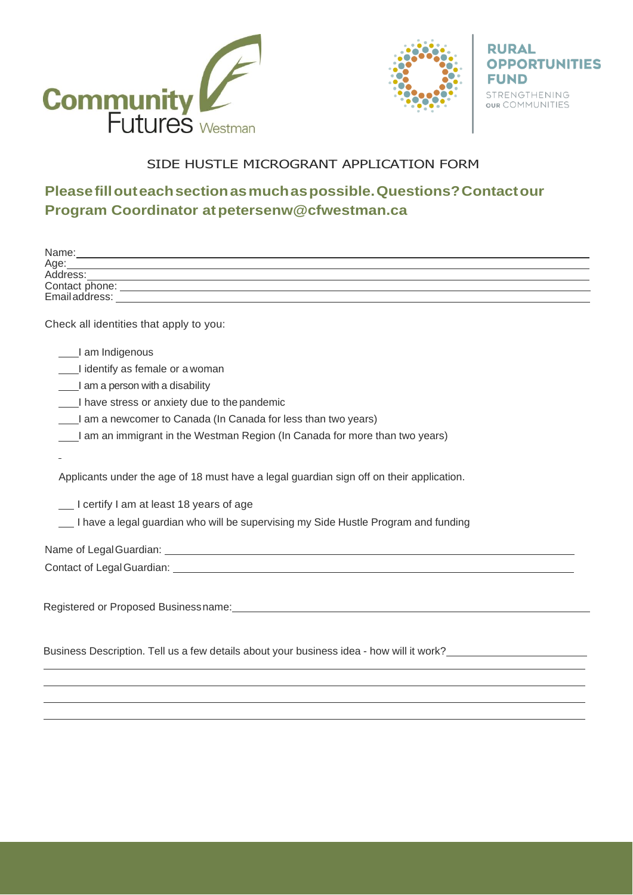Community Futures Westman

RURAL OPPORTUNITIES FUND
STRENGTHENING OUR COMMUNITIES

# SIDE HUSTLE MICROGRANT APPLICATION FORM

## Please fill out each section as much as possible. Questions? Contact our Program Coordinator at petersenw@cfwestman.ca

Name: ____________________

Age: ____________________

Address: ____________________

Contact phone: ____________________

Email address: ____________________

Check all identities that apply to you:

___I am Indigenous

___I identify as female or a woman

___I am a person with a disability

___I have stress or anxiety due to the pandemic

___I am a newcomer to Canada (In Canada for less than two years)

___I am an immigrant in the Westman Region (In Canada for more than two years)

Applicants under the age of 18 must have a legal guardian sign off on their application.

___ I certify I am at least 18 years of age

___ I have a legal guardian who will be supervising my Side Hustle Program and funding

Name of Legal Guardian: ____________________

Contact of Legal Guardian: ____________________

Registered or Proposed Business name: ____________________

Business Description. Tell us a few details about your business idea - how will it work? ____________________

____________________

____________________

____________________

____________________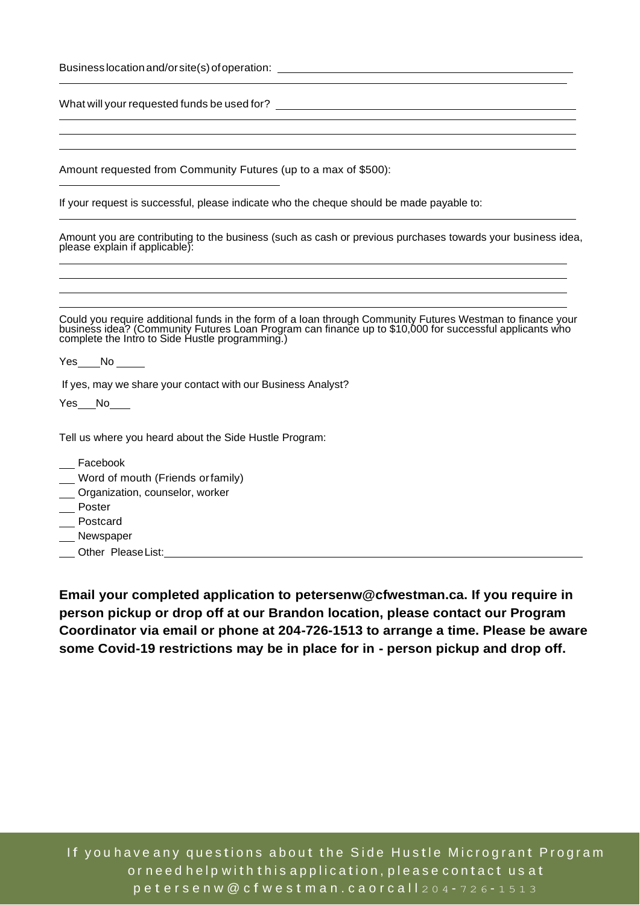Business location and/or site(s) of operation: ______________________________________________

______________________________________________________________________________

What will your requested funds be used for? ______________________________________________

______________________________________________________________________________

______________________________________________________________________________

______________________________________________________________________________

Amount requested from Community Futures (up to a max of $500):

______________________________

If your request is successful, please indicate who the cheque should be made payable to:

______________________________________________________________________________

Amount you are contributing to the business (such as cash or previous purchases towards your business idea, please explain if applicable):

______________________________________________________________________________

______________________________________________________________________________

______________________________________________________________________________

______________________________________________________________________________

Could you require additional funds in the form of a loan through Community Futures Westman to finance your business idea? (Community Futures Loan Program can finance up to $10,000 for successful applicants who complete the Intro to Side Hustle programming.)

Yes____ No _____

If yes, may we share your contact with our Business Analyst?

Yes___ No___

Tell us where you heard about the Side Hustle Program:

___ Facebook
___ Word of mouth (Friends or family)
___ Organization, counselor, worker
___ Poster
___ Postcard
___ Newspaper
___ Other Please List: ______________________________________________

**Email your completed application to petersenw@cfwestman.ca. If you require in person pickup or drop off at our Brandon location, please contact our Program Coordinator via email or phone at 204-726-1513 to arrange a time. Please be aware some Covid-19 restrictions may be in place for in - person pickup and drop off.**

If you have any questions about the Side Hustle Microgrant Program or need help with this application, please contact us at petersenw@cfwestman.ca or call 204-726-1513